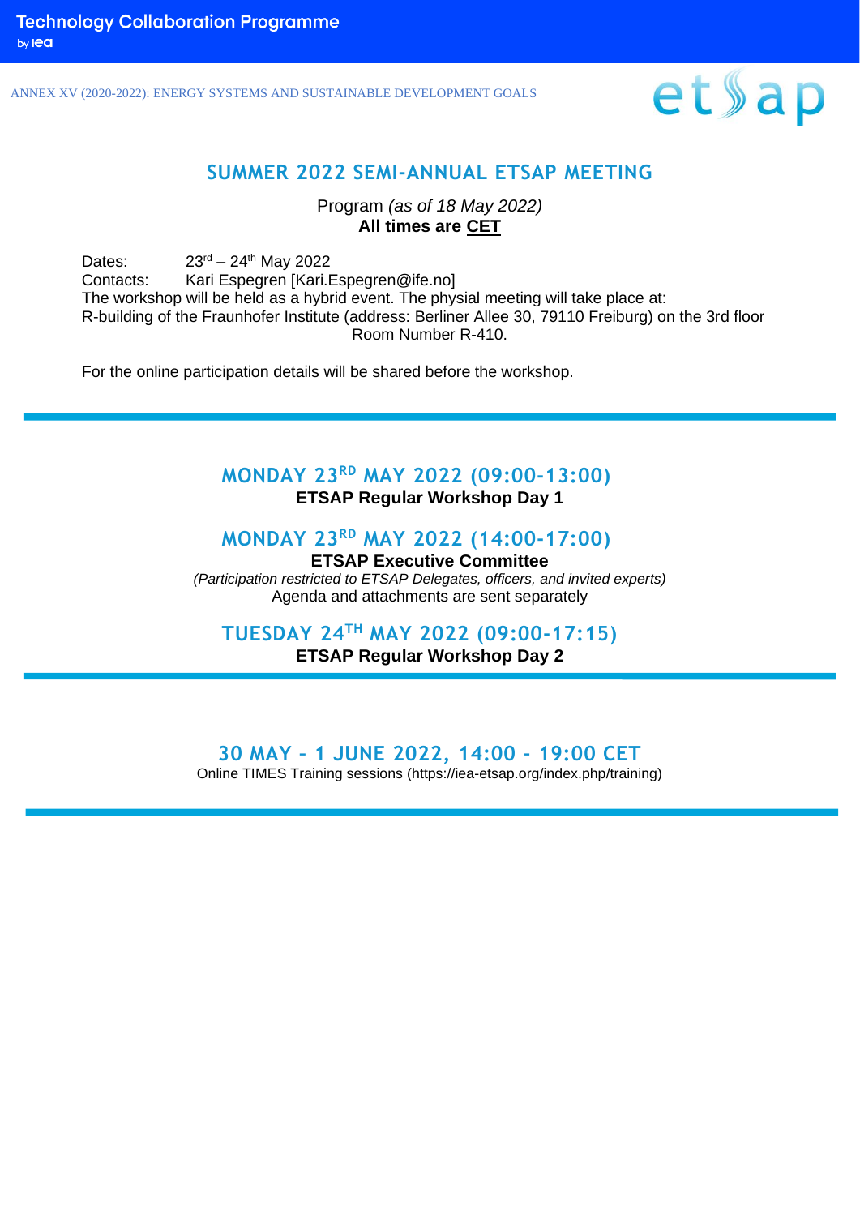Technology Collaboration Programme
by iea

ANNEX XV (2020-2022): ENERGY SYSTEMS AND SUSTAINABLE DEVELOPMENT GOALS

etsap

# SUMMER 2022 SEMI-ANNUAL ETSAP MEETING

Program *(as of 18 May 2022)*
**All times are CET**

Dates: 23rd – 24th May 2022
Contacts: Kari Espegren [Kari.Espegren@ife.no]
The workshop will be held as a hybrid event. The physial meeting will take place at:
R-building of the Fraunhofer Institute (address: Berliner Allee 30, 79110 Freiburg) on the 3rd floor Room Number R-410.

For the online participation details will be shared before the workshop.

---

## MONDAY 23RD MAY 2022 (09:00-13:00)

**ETSAP Regular Workshop Day 1**

## MONDAY 23RD MAY 2022 (14:00-17:00)

**ETSAP Executive Committee**
*(Participation restricted to ETSAP Delegates, officers, and invited experts)*
Agenda and attachments are sent separately

## TUESDAY 24TH MAY 2022 (09:00-17:15)

**ETSAP Regular Workshop Day 2**

---

## 30 MAY – 1 JUNE 2022, 14:00 – 19:00 CET

Online TIMES Training sessions (https://iea-etsap.org/index.php/training)

---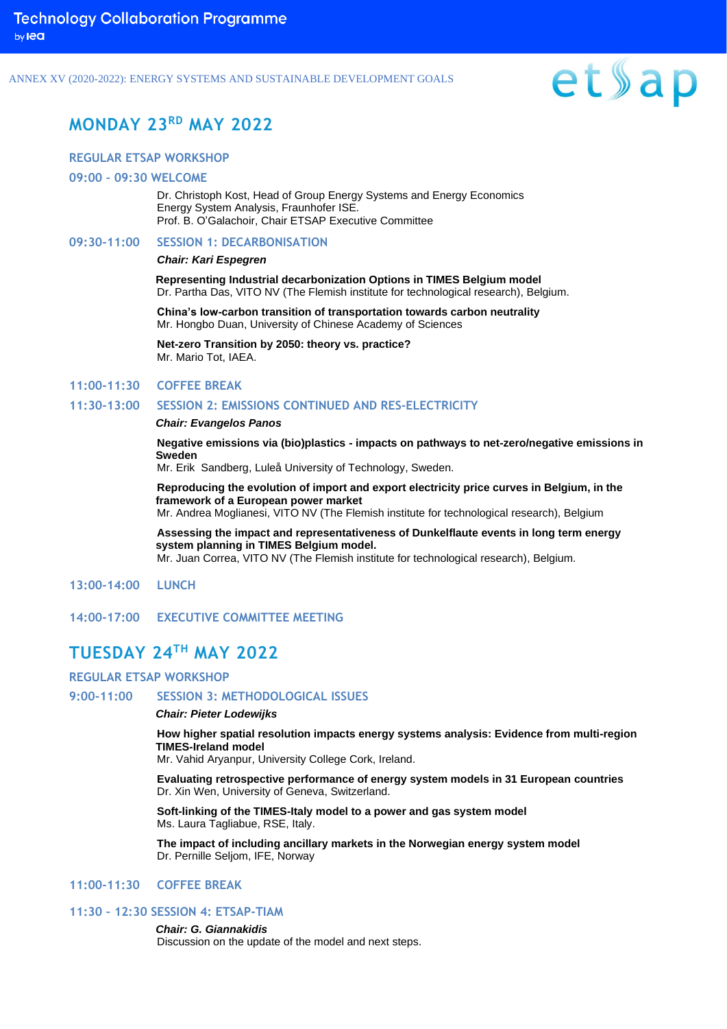## MONDAY 23RD MAY 2022

### REGULAR ETSAP WORKSHOP

### 09:00 – 09:30 WELCOME

Dr. Christoph Kost, Head of Group Energy Systems and Energy Economics Energy System Analysis, Fraunhofer ISE.
Prof. B. O'Galachoir, Chair ETSAP Executive Committee

### 09:30-11:00 SESSION 1: DECARBONISATION

***Chair: Kari Espegren***

**Representing Industrial decarbonization Options in TIMES Belgium model**
Dr. Partha Das, VITO NV (The Flemish institute for technological research), Belgium.

**China's low-carbon transition of transportation towards carbon neutrality**
Mr. Hongbo Duan, University of Chinese Academy of Sciences

**Net-zero Transition by 2050: theory vs. practice?**
Mr. Mario Tot, IAEA.

### 11:00-11:30 COFFEE BREAK

### 11:30-13:00 SESSION 2: EMISSIONS CONTINUED AND RES-ELECTRICITY

***Chair: Evangelos Panos***

**Negative emissions via (bio)plastics - impacts on pathways to net-zero/negative emissions in Sweden**
Mr. Erik Sandberg, Luleå University of Technology, Sweden.

**Reproducing the evolution of import and export electricity price curves in Belgium, in the framework of a European power market**
Mr. Andrea Moglianesi, VITO NV (The Flemish institute for technological research), Belgium

**Assessing the impact and representativeness of Dunkelflaute events in long term energy system planning in TIMES Belgium model.**
Mr. Juan Correa, VITO NV (The Flemish institute for technological research), Belgium.

### 13:00-14:00 LUNCH

### 14:00-17:00 EXECUTIVE COMMITTEE MEETING

## TUESDAY 24TH MAY 2022

### REGULAR ETSAP WORKSHOP

### 9:00-11:00 SESSION 3: METHODOLOGICAL ISSUES

***Chair: Pieter Lodewijks***

**How higher spatial resolution impacts energy systems analysis: Evidence from multi-region TIMES-Ireland model**
Mr. Vahid Aryanpur, University College Cork, Ireland.

**Evaluating retrospective performance of energy system models in 31 European countries**
Dr. Xin Wen, University of Geneva, Switzerland.

**Soft-linking of the TIMES-Italy model to a power and gas system model**
Ms. Laura Tagliabue, RSE, Italy.

**The impact of including ancillary markets in the Norwegian energy system model**
Dr. Pernille Seljom, IFE, Norway

### 11:00-11:30 COFFEE BREAK

### 11:30 – 12:30 SESSION 4: ETSAP-TIAM

***Chair: G. Giannakidis***

Discussion on the update of the model and next steps.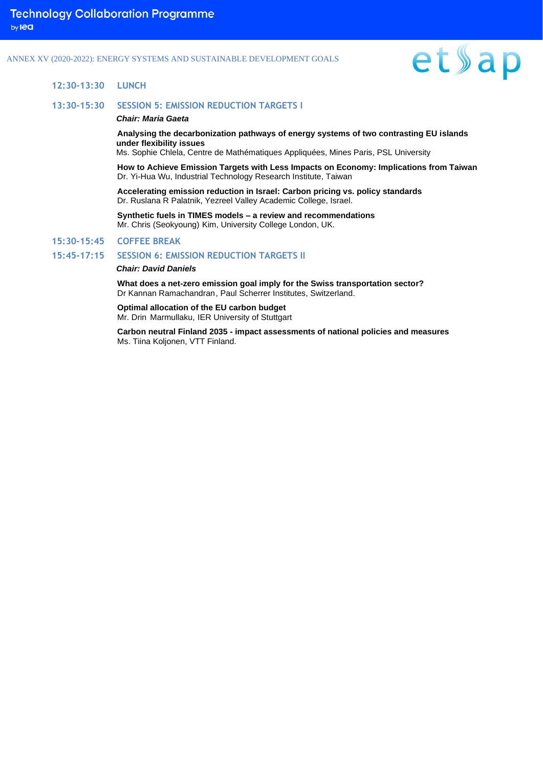**12:30-13:30 LUNCH**

**13:30-15:30 SESSION 5: EMISSION REDUCTION TARGETS I**

***Chair: Maria Gaeta***

**Analysing the decarbonization pathways of energy systems of two contrasting EU islands under flexibility issues**
Ms. Sophie Chlela, Centre de Mathématiques Appliquées, Mines Paris, PSL University

**How to Achieve Emission Targets with Less Impacts on Economy: Implications from Taiwan**
Dr. Yi-Hua Wu, Industrial Technology Research Institute, Taiwan

**Accelerating emission reduction in Israel: Carbon pricing vs. policy standards**
Dr. Ruslana R Palatnik, Yezreel Valley Academic College, Israel.

**Synthetic fuels in TIMES models – a review and recommendations**
Mr. Chris (Seokyoung) Kim, University College London, UK.

**15:30-15:45 COFFEE BREAK**

**15:45-17:15 SESSION 6: EMISSION REDUCTION TARGETS II**

***Chair: David Daniels***

**What does a net-zero emission goal imply for the Swiss transportation sector?**
Dr Kannan Ramachandran, Paul Scherrer Institutes, Switzerland.

**Optimal allocation of the EU carbon budget**
Mr. Drin Marmullaku, IER University of Stuttgart

**Carbon neutral Finland 2035 - impact assessments of national policies and measures**
Ms. Tiina Koljonen, VTT Finland.